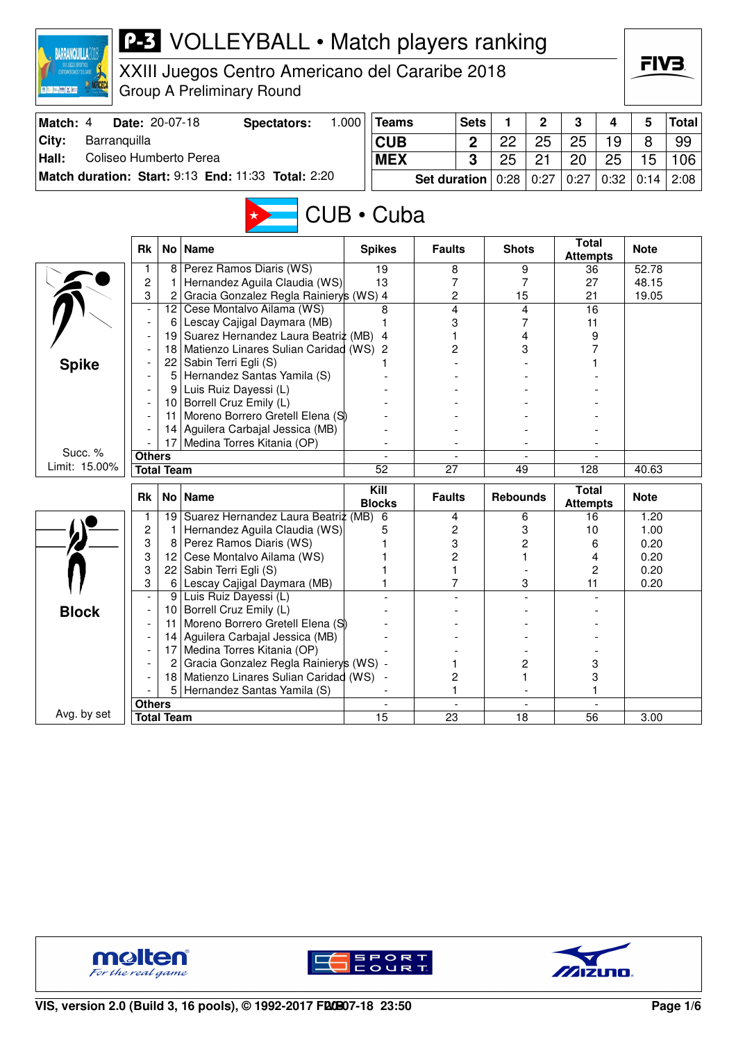# P-3 VOLLEYBALL • Match players ranking

XXIII Juegos Centro Americano del Cararibe 2018
Group A Preliminary Round

| | | | |
|---|---|---|---|
| **Match:** 4 | **Date:** 20-07-18 | **Spectators:** | 1.000 |
| **City:** | Barranquilla | | |
| **Hall:** | Coliseo Humberto Perea | | |
| **Match duration: Start:** 9:13 | **End:** 11:33 | **Total:** 2:20 | |

| Teams | Sets | 1 | 2 | 3 | 4 | 5 | Total |
|---|---|---|---|---|---|---|---|
| CUB | 2 | 22 | 25 | 25 | 19 | 8 | 99 |
| MEX | 3 | 25 | 21 | 20 | 25 | 15 | 106 |
| Set duration | | 0:28 | 0:27 | 0:27 | 0:32 | 0:14 | 2:08 |

## CUB • Cuba

### Spike

Succ. %
Limit: 15.00%

| Rk | No | Name | Spikes | Faults | Shots | Total Attempts | Note |
|---|---|---|---|---|---|---|---|
| 1 | 8 | Perez Ramos Diaris (WS) | 19 | 8 | 9 | 36 | 52.78 |
| 2 | 1 | Hernandez Aguila Claudia (WS) | 13 | 7 | 7 | 27 | 48.15 |
| 3 | 2 | Gracia Gonzalez Regla Rainierys (WS) | 4 | 2 | 15 | 21 | 19.05 |
| - | 12 | Cese Montalvo Ailama (WS) | 8 | 4 | 4 | 16 | |
| - | 6 | Lescay Cajigal Daymara (MB) | 1 | 3 | 7 | 11 | |
| - | 19 | Suarez Hernandez Laura Beatriz (MB) | 4 | 1 | 4 | 9 | |
| - | 18 | Matienzo Linares Sulian Caridad (WS) | 2 | 2 | 3 | 7 | |
| - | 22 | Sabin Terri Egli (S) | 1 | - | - | 1 | |
| - | 5 | Hernandez Santas Yamila (S) | - | - | - | - | |
| - | 9 | Luis Ruiz Dayessi (L) | - | - | - | - | |
| - | 10 | Borrell Cruz Emily (L) | - | - | - | - | |
| - | 11 | Moreno Borrero Gretell Elena (S) | - | - | - | - | |
| - | 14 | Aguilera Carbajal Jessica (MB) | - | - | - | - | |
| - | 17 | Medina Torres Kitania (OP) | - | - | - | - | |
| Others | | | - | - | - | - | |
| Total Team | | | 52 | 27 | 49 | 128 | 40.63 |

### Block

Avg. by set

| Rk | No | Name | Kill Blocks | Faults | Rebounds | Total Attempts | Note |
|---|---|---|---|---|---|---|---|
| 1 | 19 | Suarez Hernandez Laura Beatriz (MB) | 6 | 4 | 6 | 16 | 1.20 |
| 2 | 1 | Hernandez Aguila Claudia (WS) | 5 | 2 | 3 | 10 | 1.00 |
| 3 | 8 | Perez Ramos Diaris (WS) | 1 | 3 | 2 | 6 | 0.20 |
| 3 | 12 | Cese Montalvo Ailama (WS) | 1 | 2 | 1 | 4 | 0.20 |
| 3 | 22 | Sabin Terri Egli (S) | 1 | 1 | - | 2 | 0.20 |
| 3 | 6 | Lescay Cajigal Daymara (MB) | 1 | 7 | 3 | 11 | 0.20 |
| - | 9 | Luis Ruiz Dayessi (L) | - | - | - | - | |
| - | 10 | Borrell Cruz Emily (L) | - | - | - | - | |
| - | 11 | Moreno Borrero Gretell Elena (S) | - | - | - | - | |
| - | 14 | Aguilera Carbajal Jessica (MB) | - | - | - | - | |
| - | 17 | Medina Torres Kitania (OP) | - | - | - | - | |
| - | 2 | Gracia Gonzalez Regla Rainierys (WS) | - | 1 | 2 | 3 | |
| - | 18 | Matienzo Linares Sulian Caridad (WS) | - | 2 | 1 | 3 | |
| - | 5 | Hernandez Santas Yamila (S) | - | 1 | - | 1 | |
| Others | | | - | - | - | - | |
| Total Team | | | 15 | 23 | 18 | 56 | 3.00 |

VIS, version 2.0 (Build 3, 16 pools), © 1992-2017 FIVB 20-07-18 23:50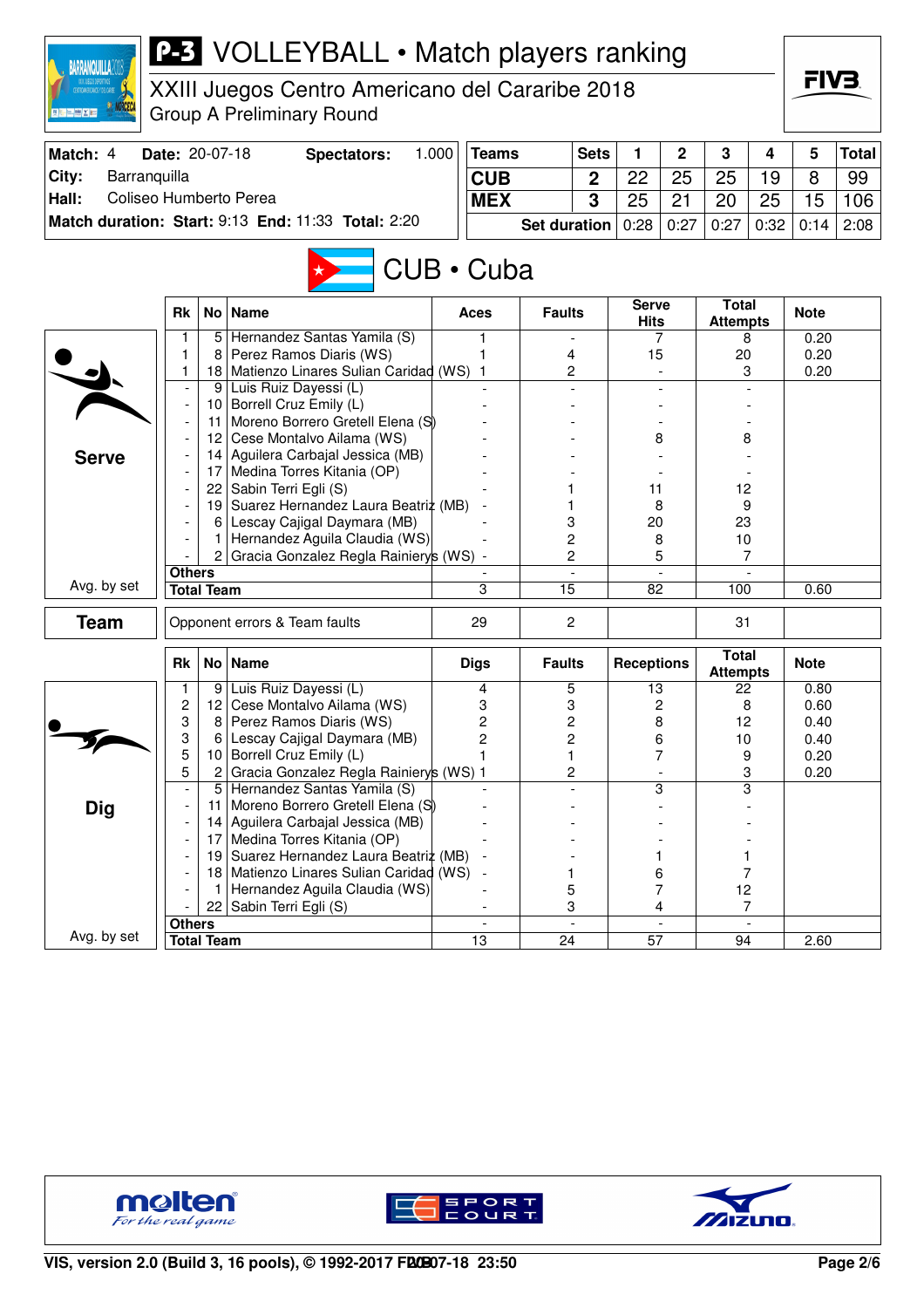# P-3 VOLLEYBALL • Match players ranking

XXIII Juegos Centro Americano del Cararibe 2018
Group A Preliminary Round

| Match: 4 | Date: 20-07-18 | Spectators: | 1.000 |
|---|---|---|---|
| City: | Barranquilla | | |
| Hall: | Coliseo Humberto Perea | | |
| Match duration: Start: 9:13 End: 11:33 Total: 2:20 | | | |

| Teams | Sets | 1 | 2 | 3 | 4 | 5 | Total |
|---|---|---|---|---|---|---|---|
| CUB | 2 | 22 | 25 | 25 | 19 | 8 | 99 |
| MEX | 3 | 25 | 21 | 20 | 25 | 15 | 106 |
| Set duration | | 0:28 | 0:27 | 0:27 | 0:32 | 0:14 | 2:08 |

## CUB • Cuba

### Serve

| Rk | No | Name | Aces | Faults | Serve Hits | Total Attempts | Note |
|---|---|---|---|---|---|---|---|
| 1 | 5 | Hernandez Santas Yamila (S) | 1 | - | 7 | 8 | 0.20 |
| 1 | 8 | Perez Ramos Diaris (WS) | 1 | 4 | 15 | 20 | 0.20 |
| 1 | 18 | Matienzo Linares Sulian Caridad (WS) | 1 | 2 | - | 3 | 0.20 |
| - | 9 | Luis Ruiz Dayessi (L) | - | - | - | - | |
| - | 10 | Borrell Cruz Emily (L) | - | - | - | - | |
| - | 11 | Moreno Borrero Gretell Elena (S) | - | - | - | - | |
| - | 12 | Cese Montalvo Ailama (WS) | - | - | 8 | 8 | |
| - | 14 | Aguilera Carbajal Jessica (MB) | - | - | - | - | |
| - | 17 | Medina Torres Kitania (OP) | - | - | - | - | |
| - | 22 | Sabin Terri Egli (S) | - | 1 | 11 | 12 | |
| - | 19 | Suarez Hernandez Laura Beatriz (MB) | - | 1 | 8 | 9 | |
| - | 6 | Lescay Cajigal Daymara (MB) | - | 3 | 20 | 23 | |
| - | 1 | Hernandez Aguila Claudia (WS) | - | 2 | 8 | 10 | |
| - | 2 | Gracia Gonzalez Regla Rainierys (WS) | - | 2 | 5 | 7 | |
| Others | | | - | - | - | - | |
| Total Team | | | 3 | 15 | 82 | 100 | 0.60 |

Avg. by set

### Team

| | Aces | Faults | Serve Hits | Total Attempts | Note |
|---|---|---|---|---|---|
| Opponent errors & Team faults | 29 | 2 | | 31 | |

### Dig

| Rk | No | Name | Digs | Faults | Receptions | Total Attempts | Note |
|---|---|---|---|---|---|---|---|
| 1 | 9 | Luis Ruiz Dayessi (L) | 4 | 5 | 13 | 22 | 0.80 |
| 2 | 12 | Cese Montalvo Ailama (WS) | 3 | 3 | 2 | 8 | 0.60 |
| 3 | 8 | Perez Ramos Diaris (WS) | 2 | 2 | 8 | 12 | 0.40 |
| 3 | 6 | Lescay Cajigal Daymara (MB) | 2 | 2 | 6 | 10 | 0.40 |
| 5 | 10 | Borrell Cruz Emily (L) | 1 | 1 | 7 | 9 | 0.20 |
| 5 | 2 | Gracia Gonzalez Regla Rainierys (WS) | 1 | 2 | - | 3 | 0.20 |
| - | 5 | Hernandez Santas Yamila (S) | - | - | 3 | 3 | |
| - | 11 | Moreno Borrero Gretell Elena (S) | - | - | - | - | |
| - | 14 | Aguilera Carbajal Jessica (MB) | - | - | - | - | |
| - | 17 | Medina Torres Kitania (OP) | - | - | - | - | |
| - | 19 | Suarez Hernandez Laura Beatriz (MB) | - | - | 1 | 1 | |
| - | 18 | Matienzo Linares Sulian Caridad (WS) | - | 1 | 6 | 7 | |
| - | 1 | Hernandez Aguila Claudia (WS) | - | 5 | 7 | 12 | |
| - | 22 | Sabin Terri Egli (S) | - | 3 | 4 | 7 | |
| Others | | | - | - | - | - | |
| Total Team | | | 13 | 24 | 57 | 94 | 2.60 |

Avg. by set

VIS, version 2.0 (Build 3, 16 pools), © 1992-2017 FIVB 20-07-18 23:50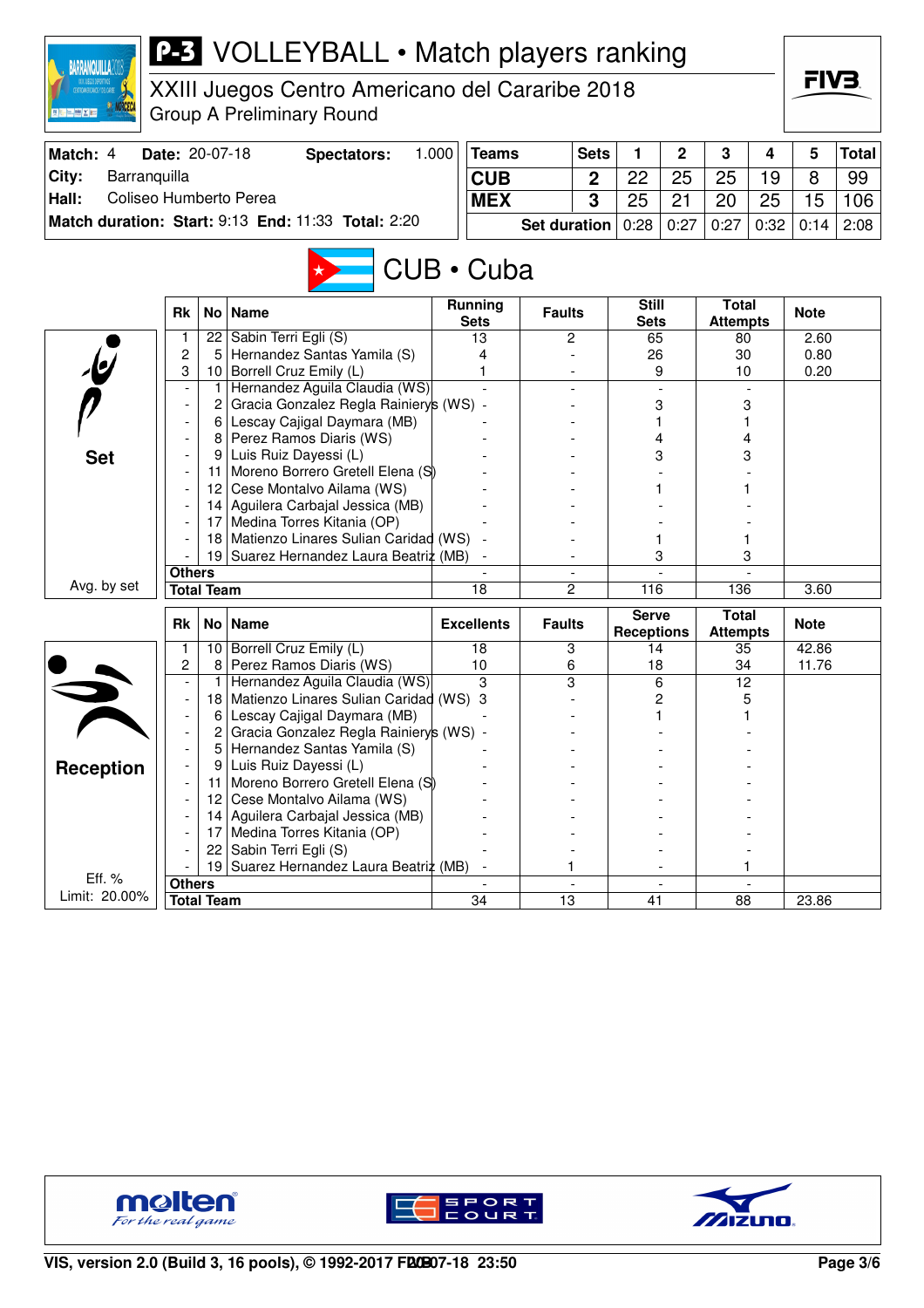# P-3 VOLLEYBALL • Match players ranking

XXIII Juegos Centro Americano del Cararibe 2018
Group A Preliminary Round

| Match: 4 | Date: 20-07-18 | Spectators: | 1.000 |
|---|---|---|---|
| City: | Barranquilla | | |
| Hall: | Coliseo Humberto Perea | | |
| Match duration: Start: 9:13 End: 11:33 Total: 2:20 | | | |

| Teams | Sets | 1 | 2 | 3 | 4 | 5 | Total |
|---|---|---|---|---|---|---|---|
| CUB | 2 | 22 | 25 | 25 | 19 | 8 | 99 |
| MEX | 3 | 25 | 21 | 20 | 25 | 15 | 106 |
| Set duration | | 0:28 | 0:27 | 0:27 | 0:32 | 0:14 | 2:08 |

## CUB • Cuba

### Set

| Rk | No | Name | Running Sets | Faults | Still Sets | Total Attempts | Note |
|---|---|---|---|---|---|---|---|
| 1 | 22 | Sabin Terri Egli (S) | 13 | 2 | 65 | 80 | 2.60 |
| 2 | 5 | Hernandez Santas Yamila (S) | 4 | - | 26 | 30 | 0.80 |
| 3 | 10 | Borrell Cruz Emily (L) | 1 | - | 9 | 10 | 0.20 |
| - | 1 | Hernandez Aguila Claudia (WS) | - | - | - | - | |
| - | 2 | Gracia Gonzalez Regla Rainierys (WS) | - | - | 3 | 3 | |
| - | 6 | Lescay Cajigal Daymara (MB) | - | - | 1 | 1 | |
| - | 8 | Perez Ramos Diaris (WS) | - | - | 4 | 4 | |
| - | 9 | Luis Ruiz Dayessi (L) | - | - | 3 | 3 | |
| - | 11 | Moreno Borrero Gretell Elena (S) | - | - | - | - | |
| - | 12 | Cese Montalvo Ailama (WS) | - | - | 1 | 1 | |
| - | 14 | Aguilera Carbajal Jessica (MB) | - | - | - | - | |
| - | 17 | Medina Torres Kitania (OP) | - | - | - | - | |
| - | 18 | Matienzo Linares Sulian Caridad (WS) | - | - | 1 | 1 | |
| - | 19 | Suarez Hernandez Laura Beatriz (MB) | - | - | 3 | 3 | |
| Others | | | - | - | - | - | |
| Total Team | | | 18 | 2 | 116 | 136 | 3.60 |

Avg. by set

### Reception

| Rk | No | Name | Excellents | Faults | Serve Receptions | Total Attempts | Note |
|---|---|---|---|---|---|---|---|
| 1 | 10 | Borrell Cruz Emily (L) | 18 | 3 | 14 | 35 | 42.86 |
| 2 | 8 | Perez Ramos Diaris (WS) | 10 | 6 | 18 | 34 | 11.76 |
| - | 1 | Hernandez Aguila Claudia (WS) | 3 | 3 | 6 | 12 | |
| - | 18 | Matienzo Linares Sulian Caridad (WS) | 3 | - | 2 | 5 | |
| - | 6 | Lescay Cajigal Daymara (MB) | - | - | 1 | 1 | |
| - | 2 | Gracia Gonzalez Regla Rainierys (WS) | - | - | - | - | |
| - | 5 | Hernandez Santas Yamila (S) | - | - | - | - | |
| - | 9 | Luis Ruiz Dayessi (L) | - | - | - | - | |
| - | 11 | Moreno Borrero Gretell Elena (S) | - | - | - | - | |
| - | 12 | Cese Montalvo Ailama (WS) | - | - | - | - | |
| - | 14 | Aguilera Carbajal Jessica (MB) | - | - | - | - | |
| - | 17 | Medina Torres Kitania (OP) | - | - | - | - | |
| - | 22 | Sabin Terri Egli (S) | - | - | - | - | |
| - | 19 | Suarez Hernandez Laura Beatriz (MB) | - | 1 | - | 1 | |
| Others | | | - | - | - | - | |
| Total Team | | | 34 | 13 | 41 | 88 | 23.86 |

Eff. %
Limit: 20.00%

VIS, version 2.0 (Build 3, 16 pools), © 1992-2017 FIVB 20-07-18 23:50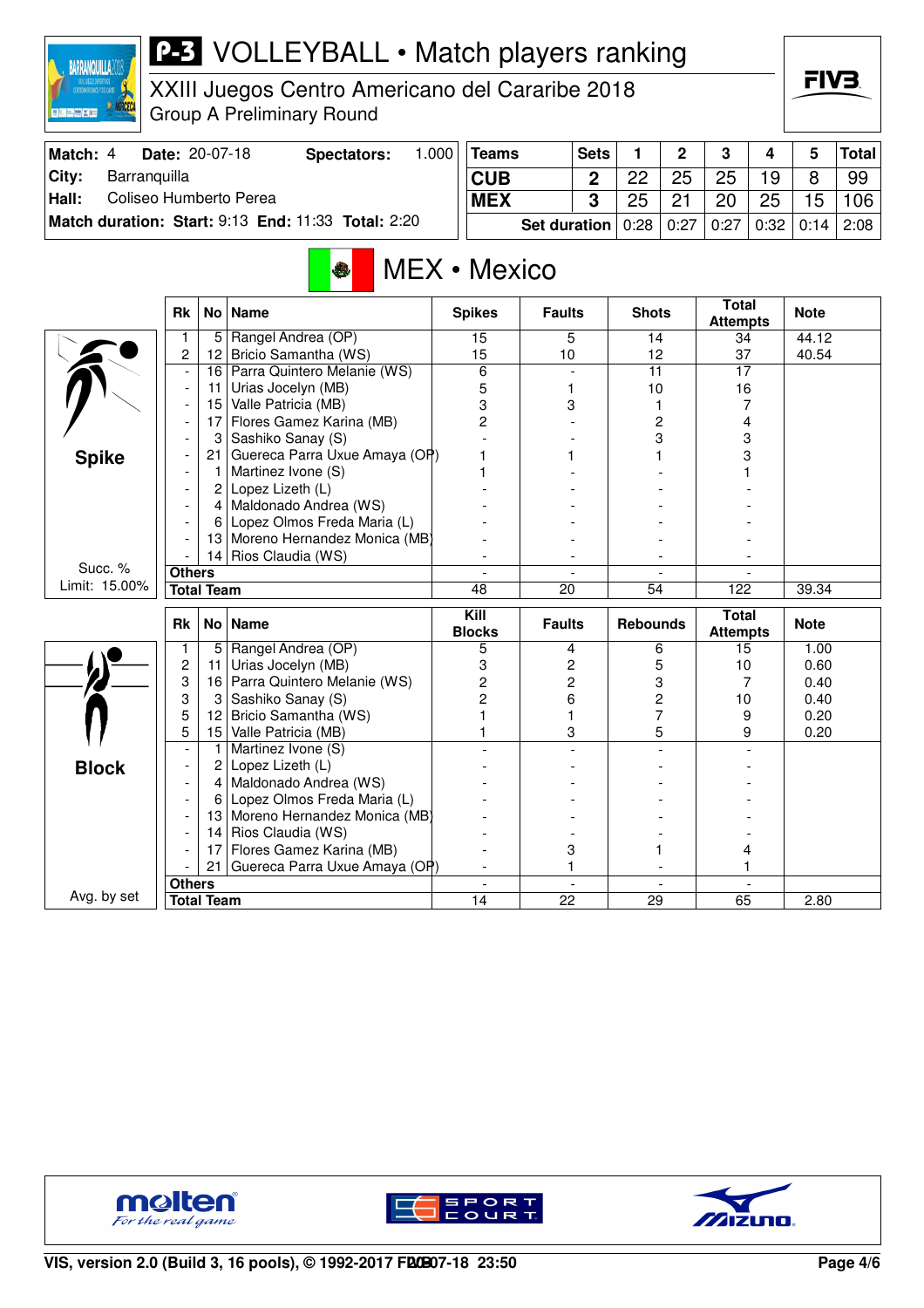# P-3 VOLLEYBALL • Match players ranking

XXIII Juegos Centro Americano del Cararibe 2018
Group A Preliminary Round

| Match: 4 | Date: 20-07-18 | Spectators: | 1.000 |
|---|---|---|---|
| City: | Barranquilla | | |
| Hall: | Coliseo Humberto Perea | | |
| Match duration: Start: 9:13 | End: 11:33 | Total: 2:20 | |

| Teams | Sets | 1 | 2 | 3 | 4 | 5 | Total |
|---|---|---|---|---|---|---|---|
| CUB | 2 | 22 | 25 | 25 | 19 | 8 | 99 |
| MEX | 3 | 25 | 21 | 20 | 25 | 15 | 106 |
| Set duration | | 0:28 | 0:27 | 0:27 | 0:32 | 0:14 | 2:08 |

## MEX • Mexico

### Spike

Succ. % Limit: 15.00%

| Rk | No | Name | Spikes | Faults | Shots | Total Attempts | Note |
|---|---|---|---|---|---|---|---|
| 1 | 5 | Rangel Andrea (OP) | 15 | 5 | 14 | 34 | 44.12 |
| 2 | 12 | Bricio Samantha (WS) | 15 | 10 | 12 | 37 | 40.54 |
| - | 16 | Parra Quintero Melanie (WS) | 6 | - | 11 | 17 | |
| - | 11 | Urias Jocelyn (MB) | 5 | 1 | 10 | 16 | |
| - | 15 | Valle Patricia (MB) | 3 | 3 | 1 | 7 | |
| - | 17 | Flores Gamez Karina (MB) | 2 | - | 2 | 4 | |
| - | 3 | Sashiko Sanay (S) | - | - | 3 | 3 | |
| - | 21 | Guereca Parra Uxue Amaya (OP) | 1 | 1 | 1 | 3 | |
| - | 1 | Martinez Ivone (S) | 1 | - | - | 1 | |
| - | 2 | Lopez Lizeth (L) | - | - | - | - | |
| - | 4 | Maldonado Andrea (WS) | - | - | - | - | |
| - | 6 | Lopez Olmos Freda Maria (L) | - | - | - | - | |
| - | 13 | Moreno Hernandez Monica (MB) | - | - | - | - | |
| - | 14 | Rios Claudia (WS) | - | - | - | - | |
| Others | | | - | - | - | - | |
| Total Team | | | 48 | 20 | 54 | 122 | 39.34 |

### Block

Avg. by set

| Rk | No | Name | Kill Blocks | Faults | Rebounds | Total Attempts | Note |
|---|---|---|---|---|---|---|---|
| 1 | 5 | Rangel Andrea (OP) | 5 | 4 | 6 | 15 | 1.00 |
| 2 | 11 | Urias Jocelyn (MB) | 3 | 2 | 5 | 10 | 0.60 |
| 3 | 16 | Parra Quintero Melanie (WS) | 2 | 2 | 3 | 7 | 0.40 |
| 3 | 3 | Sashiko Sanay (S) | 2 | 6 | 2 | 10 | 0.40 |
| 5 | 12 | Bricio Samantha (WS) | 1 | 1 | 7 | 9 | 0.20 |
| 5 | 15 | Valle Patricia (MB) | 1 | 3 | 5 | 9 | 0.20 |
| - | 1 | Martinez Ivone (S) | - | - | - | - | |
| - | 2 | Lopez Lizeth (L) | - | - | - | - | |
| - | 4 | Maldonado Andrea (WS) | - | - | - | - | |
| - | 6 | Lopez Olmos Freda Maria (L) | - | - | - | - | |
| - | 13 | Moreno Hernandez Monica (MB) | - | - | - | - | |
| - | 14 | Rios Claudia (WS) | - | - | - | - | |
| - | 17 | Flores Gamez Karina (MB) | - | 3 | 1 | 4 | |
| - | 21 | Guereca Parra Uxue Amaya (OP) | - | 1 | - | 1 | |
| Others | | | - | - | - | - | |
| Total Team | | | 14 | 22 | 29 | 65 | 2.80 |

VIS, version 2.0 (Build 3, 16 pools), © 1992-2017 FIVB 20-07-18 23:50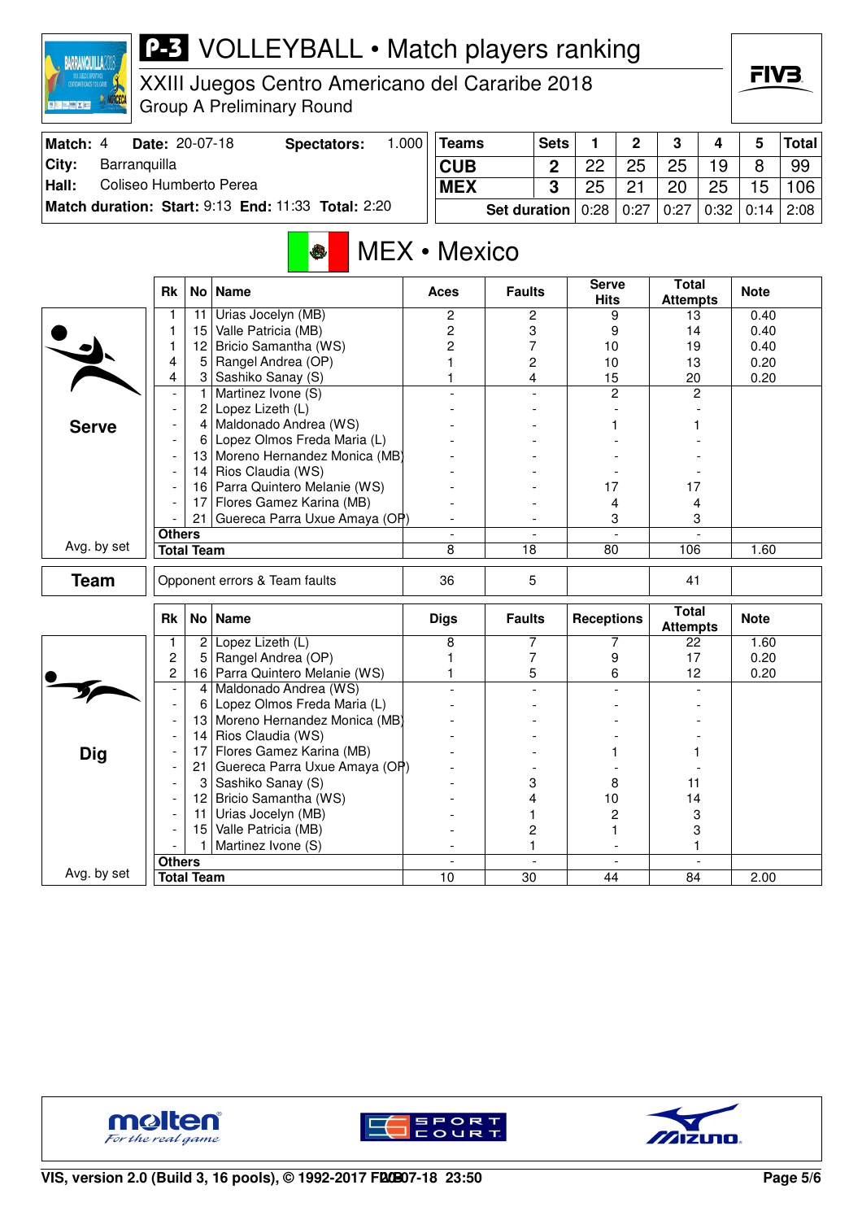# P-3 VOLLEYBALL • Match players ranking

XXIII Juegos Centro Americano del Cararibe 2018
Group A Preliminary Round

| Match: 4 | Date: 20-07-18 | Spectators: | 1.000 |
|---|---|---|---|
| City: | Barranquilla | | |
| Hall: | Coliseo Humberto Perea | | |
| Match duration: | Start: 9:13 | End: 11:33 | Total: 2:20 |

| Teams | Sets | 1 | 2 | 3 | 4 | 5 | Total |
|---|---|---|---|---|---|---|---|
| CUB | 2 | 22 | 25 | 25 | 19 | 8 | 99 |
| MEX | 3 | 25 | 21 | 20 | 25 | 15 | 106 |
| Set duration | | 0:28 | 0:27 | 0:27 | 0:32 | 0:14 | 2:08 |

## MEX • Mexico

### Serve

| Rk | No | Name | Aces | Faults | Serve Hits | Total Attempts | Note |
|---|---|---|---|---|---|---|---|
| 1 | 11 | Urias Jocelyn (MB) | 2 | 2 | 9 | 13 | 0.40 |
| 1 | 15 | Valle Patricia (MB) | 2 | 3 | 9 | 14 | 0.40 |
| 1 | 12 | Bricio Samantha (WS) | 2 | 7 | 10 | 19 | 0.40 |
| 4 | 5 | Rangel Andrea (OP) | 1 | 2 | 10 | 13 | 0.20 |
| 4 | 3 | Sashiko Sanay (S) | 1 | 4 | 15 | 20 | 0.20 |
| - | 1 | Martinez Ivone (S) | - | - | 2 | 2 | |
| - | 2 | Lopez Lizeth (L) | - | - | - | - | |
| - | 4 | Maldonado Andrea (WS) | - | - | 1 | 1 | |
| - | 6 | Lopez Olmos Freda Maria (L) | - | - | - | - | |
| - | 13 | Moreno Hernandez Monica (MB) | - | - | - | - | |
| - | 14 | Rios Claudia (WS) | - | - | - | - | |
| - | 16 | Parra Quintero Melanie (WS) | - | - | 17 | 17 | |
| - | 17 | Flores Gamez Karina (MB) | - | - | 4 | 4 | |
| - | 21 | Guereca Parra Uxue Amaya (OP) | - | - | 3 | 3 | |
| Others | | | - | - | - | - | |
| Total Team | | | 8 | 18 | 80 | 106 | 1.60 |

Avg. by set

### Team

| | Aces | Faults | Serve Hits | Total Attempts | Note |
|---|---|---|---|---|---|
| Opponent errors & Team faults | 36 | 5 | | 41 | |

### Dig

| Rk | No | Name | Digs | Faults | Receptions | Total Attempts | Note |
|---|---|---|---|---|---|---|---|
| 1 | 2 | Lopez Lizeth (L) | 8 | 7 | 7 | 22 | 1.60 |
| 2 | 5 | Rangel Andrea (OP) | 1 | 7 | 9 | 17 | 0.20 |
| 2 | 16 | Parra Quintero Melanie (WS) | 1 | 5 | 6 | 12 | 0.20 |
| - | 4 | Maldonado Andrea (WS) | - | - | - | - | |
| - | 6 | Lopez Olmos Freda Maria (L) | - | - | - | - | |
| - | 13 | Moreno Hernandez Monica (MB) | - | - | - | - | |
| - | 14 | Rios Claudia (WS) | - | - | - | - | |
| - | 17 | Flores Gamez Karina (MB) | - | - | 1 | 1 | |
| - | 21 | Guereca Parra Uxue Amaya (OP) | - | - | - | - | |
| - | 3 | Sashiko Sanay (S) | - | 3 | 8 | 11 | |
| - | 12 | Bricio Samantha (WS) | - | 4 | 10 | 14 | |
| - | 11 | Urias Jocelyn (MB) | - | 1 | 2 | 3 | |
| - | 15 | Valle Patricia (MB) | - | 2 | 1 | 3 | |
| - | 1 | Martinez Ivone (S) | - | 1 | - | 1 | |
| Others | | | - | - | - | - | |
| Total Team | | | 10 | 30 | 44 | 84 | 2.00 |

Avg. by set

VIS, version 2.0 (Build 3, 16 pools), © 1992-2017 FIVB 20-07-18 23:50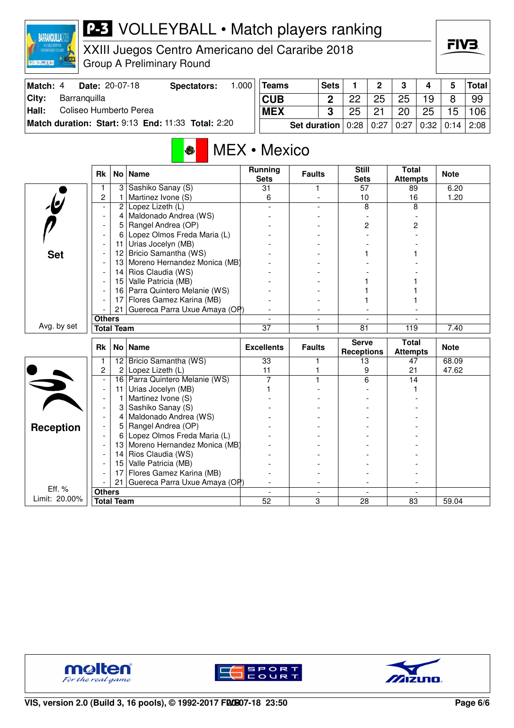# P-3 VOLLEYBALL • Match players ranking

XXIII Juegos Centro Americano del Cararibe 2018
Group A Preliminary Round

| | | | |
|---|---|---|---|
| **Match:** 4 | **Date:** 20-07-18 | **Spectators:** | 1.000 |
| **City:** | Barranquilla | | |
| **Hall:** | Coliseo Humberto Perea | | |
| **Match duration: Start:** 9:13 | **End:** 11:33 | **Total:** 2:20 | |

| Teams | Sets | 1 | 2 | 3 | 4 | 5 | Total |
|---|---|---|---|---|---|---|---|
| CUB | 2 | 22 | 25 | 25 | 19 | 8 | 99 |
| MEX | 3 | 25 | 21 | 20 | 25 | 15 | 106 |
| | Set duration | 0:28 | 0:27 | 0:27 | 0:32 | 0:14 | 2:08 |

## MEX • Mexico

### Set

| Rk | No | Name | Running Sets | Faults | Still Sets | Total Attempts | Note |
|---|---|---|---|---|---|---|---|
| 1 | 3 | Sashiko Sanay (S) | 31 | 1 | 57 | 89 | 6.20 |
| 2 | 1 | Martinez Ivone (S) | 6 | - | 10 | 16 | 1.20 |
| - | 2 | Lopez Lizeth (L) | - | - | 8 | 8 | |
| - | 4 | Maldonado Andrea (WS) | - | - | - | - | |
| - | 5 | Rangel Andrea (OP) | - | - | 2 | 2 | |
| - | 6 | Lopez Olmos Freda Maria (L) | - | - | - | - | |
| - | 11 | Urias Jocelyn (MB) | - | - | - | - | |
| - | 12 | Bricio Samantha (WS) | - | - | 1 | 1 | |
| - | 13 | Moreno Hernandez Monica (MB) | - | - | - | - | |
| - | 14 | Rios Claudia (WS) | - | - | - | - | |
| - | 15 | Valle Patricia (MB) | - | - | 1 | 1 | |
| - | 16 | Parra Quintero Melanie (WS) | - | - | 1 | 1 | |
| - | 17 | Flores Gamez Karina (MB) | - | - | 1 | 1 | |
| - | 21 | Guereca Parra Uxue Amaya (OP) | - | - | - | - | |
| Others | | | - | - | - | - | |
| Total Team | | | 37 | 1 | 81 | 119 | 7.40 |

Avg. by set

### Reception

| Rk | No | Name | Excellents | Faults | Serve Receptions | Total Attempts | Note |
|---|---|---|---|---|---|---|---|
| 1 | 12 | Bricio Samantha (WS) | 33 | 1 | 13 | 47 | 68.09 |
| 2 | 2 | Lopez Lizeth (L) | 11 | 1 | 9 | 21 | 47.62 |
| - | 16 | Parra Quintero Melanie (WS) | 7 | 1 | 6 | 14 | |
| - | 11 | Urias Jocelyn (MB) | 1 | - | - | 1 | |
| - | 1 | Martinez Ivone (S) | - | - | - | - | |
| - | 3 | Sashiko Sanay (S) | - | - | - | - | |
| - | 4 | Maldonado Andrea (WS) | - | - | - | - | |
| - | 5 | Rangel Andrea (OP) | - | - | - | - | |
| - | 6 | Lopez Olmos Freda Maria (L) | - | - | - | - | |
| - | 13 | Moreno Hernandez Monica (MB) | - | - | - | - | |
| - | 14 | Rios Claudia (WS) | - | - | - | - | |
| - | 15 | Valle Patricia (MB) | - | - | - | - | |
| - | 17 | Flores Gamez Karina (MB) | - | - | - | - | |
| - | 21 | Guereca Parra Uxue Amaya (OP) | - | - | - | - | |
| Others | | | - | - | - | - | |
| Total Team | | | 52 | 3 | 28 | 83 | 59.04 |

Eff. %
Limit: 20.00%

VIS, version 2.0 (Build 3, 16 pools), © 1992-2017 FIVB 20-07-18 23:50